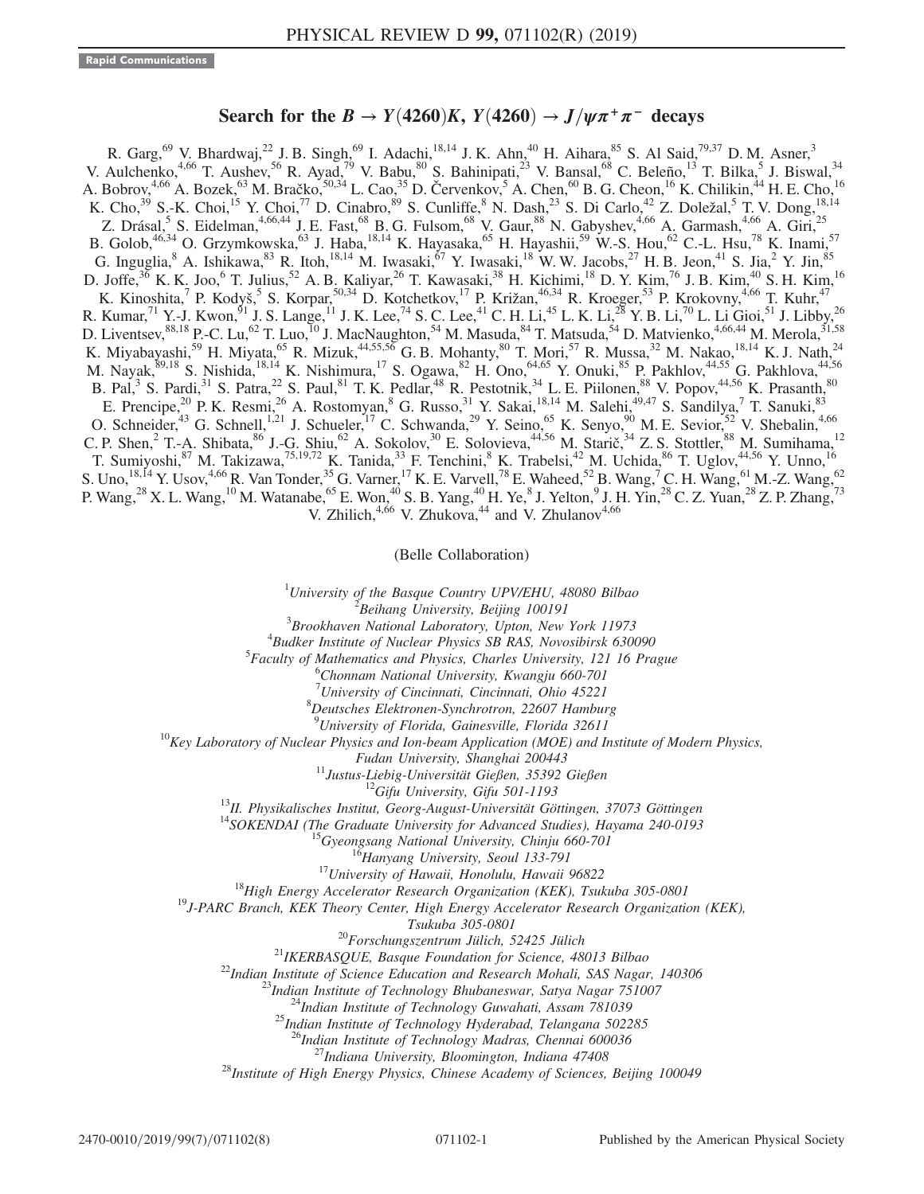Rapid Communications

# Search for the $B \to Y(4260)K$, $Y(4260) \to J/\psi\pi^+\pi^-$ decays

R. Garg,[69] V. Bhardwaj,[22] J. B. Singh,[69] I. Adachi,[18,14] J. K. Ahn,[40] H. Aihara,[85] S. Al Said,[79,37] D. M. Asner,[3] V. Aulchenko,[4,66] T. Aushev,[56] R. Ayad,[79] V. Babu,[80] S. Bahinipati,[23] V. Bansal,[68] C. Beleño,[13] T. Bilka,[5] J. Biswal,[34] A. Bobrov,[4,66] A. Bozek,[63] M. Bračko,[50,34] L. Cao,[35] D. Červenkov,[5] A. Chen,[60] B. G. Cheon,[16] K. Chilikin,[44] H. E. Cho,[16] K. Cho,[39] S.-K. Choi,[15] Y. Choi,[77] D. Cinabro,[89] S. Cunliffe,[8] N. Dash,[23] S. Di Carlo,[42] Z. Doležal,[5] T. V. Dong,[18,14] Z. Drásal,[5] S. Eidelman,[4,66,44] J. E. Fast,[68] B. G. Fulsom,[68] V. Gaur,[88] N. Gabyshev,[4,66] A. Garmash,[4,66] A. Giri,[25] B. Golob,[46,34] O. Grzymkowska,[63] J. Haba,[18,14] K. Hayasaka,[65] H. Hayashii,[59] W.-S. Hou,[62] C.-L. Hsu,[78] K. Inami,[57] G. Inguglia,[8] A. Ishikawa,[83] R. Itoh,[18,14] M. Iwasaki,[67] Y. Iwasaki,[18] W. W. Jacobs,[27] H. B. Jeon,[41] S. Jia,[2] Y. Jin,[85] D. Joffe,[36] K. K. Joo,[6] T. Julius,[52] A. B. Kaliyar,[26] T. Kawasaki,[38] H. Kichimi,[18] D. Y. Kim,[76] J. B. Kim,[40] S. H. Kim,[16] K. Kinoshita,[7] P. Kodyš,[5] S. Korpar,[50,34] D. Kotchetkov,[17] P. Križan,[46,34] R. Kroeger,[53] P. Krokovny,[4,66] T. Kuhr,[47] R. Kumar,[71] Y.-J. Kwon,[91] J. S. Lange,[11] J. K. Lee,[74] S. C. Lee,[41] C. H. Li,[45] L. K. Li,[28] Y. B. Li,[70] L. Li Gioi,[51] J. Libby,[26] D. Liventsev,[88,18] P.-C. Lu,[62] T. Luo,[10] J. MacNaughton,[54] M. Masuda,[84] T. Matsuda,[54] D. Matvienko,[4,66,44] M. Merola,[31,58] K. Miyabayashi,[59] H. Miyata,[65] R. Mizuk,[44,55,56] G. B. Mohanty,[80] T. Mori,[57] R. Mussa,[32] M. Nakao,[18,14] K. J. Nath,[24] M. Nayak,[89,18] S. Nishida,[18,14] K. Nishimura,[17] S. Ogawa,[82] H. Ono,[64,65] Y. Onuki,[85] P. Pakhlov,[44,55] G. Pakhlova,[44,56] B. Pal,[3] S. Pardi,[31] S. Patra,[22] S. Paul,[81] T. K. Pedlar,[48] R. Pestotnik,[34] L. E. Piilonen,[88] V. Popov,[44,56] K. Prasanth,[80] E. Prencipe,[20] P. K. Resmi,[26] A. Rostomyan,[8] G. Russo,[31] Y. Sakai,[18,14] M. Salehi,[49,47] S. Sandilya,[7] T. Sanuki,[83] O. Schneider,[43] G. Schnell,[1,21] J. Schueler,[17] C. Schwanda,[29] Y. Seino,[65] K. Senyo,[90] M. E. Sevior,[52] V. Shebalin,[4,66] C. P. Shen,[2] T.-A. Shibata,[86] J.-G. Shiu,[62] A. Sokolov,[30] E. Solovieva,[44,56] M. Starič,[34] Z. S. Stottler,[88] M. Sumihama,[12] T. Sumiyoshi,[87] M. Takizawa,[75,19,72] K. Tanida,[33] F. Tenchini,[8] K. Trabelsi,[42] M. Uchida,[86] T. Uglov,[44,56] Y. Unno,[16] S. Uno,[18,14] Y. Usov,[4,66] R. Van Tonder,[35] G. Varner,[17] K. E. Varvell,[78] E. Waheed,[52] B. Wang,[7] C. H. Wang,[61] M.-Z. Wang,[62] P. Wang,[28] X. L. Wang,[10] M. Watanabe,[65] E. Won,[40] S. B. Yang,[40] H. Ye,[8] J. Yelton,[9] J. H. Yin,[28] C. Z. Yuan,[28] Z. P. Zhang,[73] V. Zhilich,[4,66] V. Zhukova,[44] and V. Zhulanov[4,66]

(Belle Collaboration)

[1]*University of the Basque Country UPV/EHU, 48080 Bilbao*
[2]*Beihang University, Beijing 100191*
[3]*Brookhaven National Laboratory, Upton, New York 11973*
[4]*Budker Institute of Nuclear Physics SB RAS, Novosibirsk 630090*
[5]*Faculty of Mathematics and Physics, Charles University, 121 16 Prague*
[6]*Chonnam National University, Kwangju 660-701*
[7]*University of Cincinnati, Cincinnati, Ohio 45221*
[8]*Deutsches Elektronen-Synchrotron, 22607 Hamburg*
[9]*University of Florida, Gainesville, Florida 32611*
[10]*Key Laboratory of Nuclear Physics and Ion-beam Application (MOE) and Institute of Modern Physics, Fudan University, Shanghai 200443*
[11]*Justus-Liebig-Universität Gießen, 35392 Gießen*
[12]*Gifu University, Gifu 501-1193*
[13]*II. Physikalisches Institut, Georg-August-Universität Göttingen, 37073 Göttingen*
[14]*SOKENDAI (The Graduate University for Advanced Studies), Hayama 240-0193*
[15]*Gyeongsang National University, Chinju 660-701*
[16]*Hanyang University, Seoul 133-791*
[17]*University of Hawaii, Honolulu, Hawaii 96822*
[18]*High Energy Accelerator Research Organization (KEK), Tsukuba 305-0801*
[19]*J-PARC Branch, KEK Theory Center, High Energy Accelerator Research Organization (KEK), Tsukuba 305-0801*
[20]*Forschungszentrum Jülich, 52425 Jülich*
[21]*IKERBASQUE, Basque Foundation for Science, 48013 Bilbao*
[22]*Indian Institute of Science Education and Research Mohali, SAS Nagar, 140306*
[23]*Indian Institute of Technology Bhubaneswar, Satya Nagar 751007*
[24]*Indian Institute of Technology Guwahati, Assam 781039*
[25]*Indian Institute of Technology Hyderabad, Telangana 502285*
[26]*Indian Institute of Technology Madras, Chennai 600036*
[27]*Indiana University, Bloomington, Indiana 47408*
[28]*Institute of High Energy Physics, Chinese Academy of Sciences, Beijing 100049*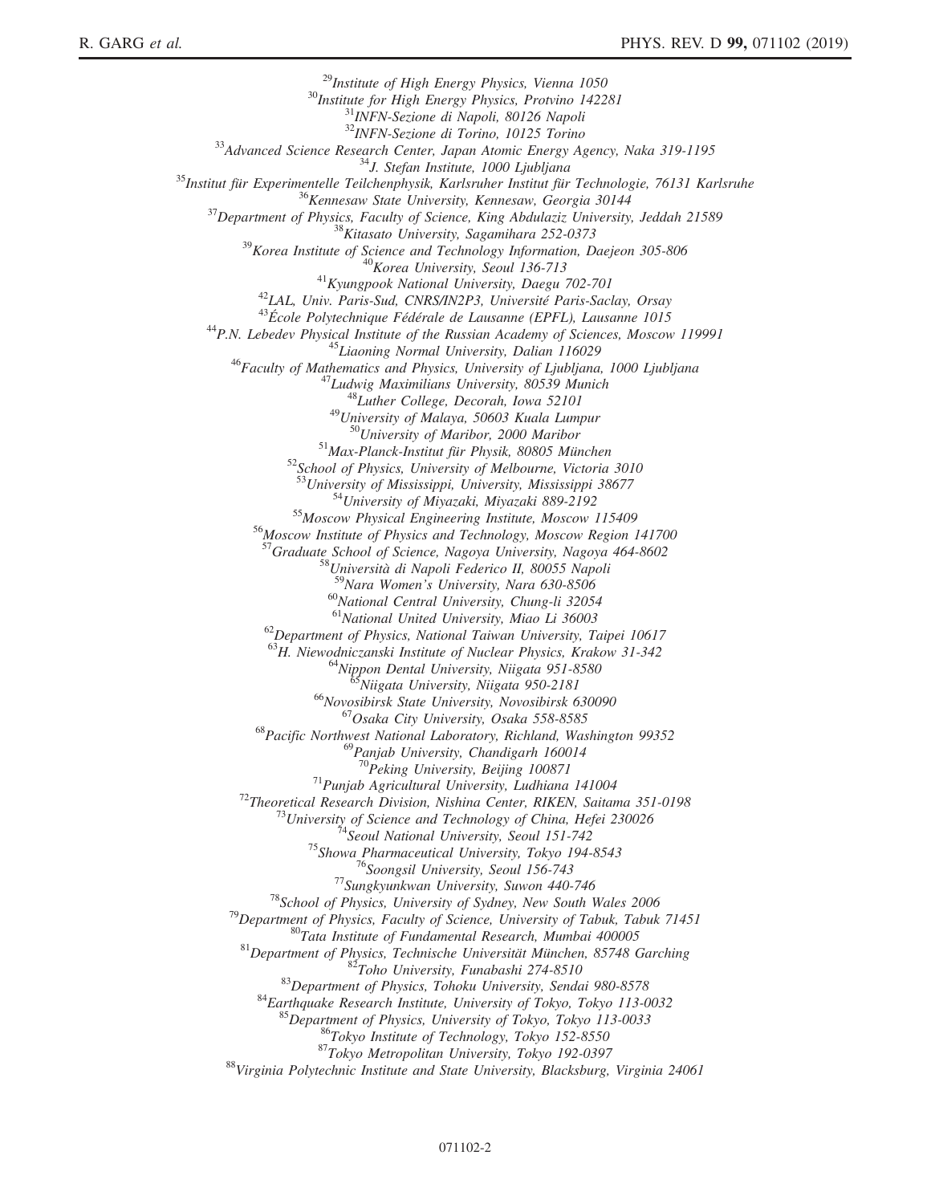[29]*Institute of High Energy Physics, Vienna 1050*
[30]*Institute for High Energy Physics, Protvino 142281*
[31]*INFN-Sezione di Napoli, 80126 Napoli*
[32]*INFN-Sezione di Torino, 10125 Torino*
[33]*Advanced Science Research Center, Japan Atomic Energy Agency, Naka 319-1195*
[34]*J. Stefan Institute, 1000 Ljubljana*
[35]*Institut für Experimentelle Teilchenphysik, Karlsruher Institut für Technologie, 76131 Karlsruhe*
[36]*Kennesaw State University, Kennesaw, Georgia 30144*
[37]*Department of Physics, Faculty of Science, King Abdulaziz University, Jeddah 21589*
[38]*Kitasato University, Sagamihara 252-0373*
[39]*Korea Institute of Science and Technology Information, Daejeon 305-806*
[40]*Korea University, Seoul 136-713*
[41]*Kyungpook National University, Daegu 702-701*
[42]*LAL, Univ. Paris-Sud, CNRS/IN2P3, Université Paris-Saclay, Orsay*
[43]*École Polytechnique Fédérale de Lausanne (EPFL), Lausanne 1015*
[44]*P.N. Lebedev Physical Institute of the Russian Academy of Sciences, Moscow 119991*
[45]*Liaoning Normal University, Dalian 116029*
[46]*Faculty of Mathematics and Physics, University of Ljubljana, 1000 Ljubljana*
[47]*Ludwig Maximilians University, 80539 Munich*
[48]*Luther College, Decorah, Iowa 52101*
[49]*University of Malaya, 50603 Kuala Lumpur*
[50]*University of Maribor, 2000 Maribor*
[51]*Max-Planck-Institut für Physik, 80805 München*
[52]*School of Physics, University of Melbourne, Victoria 3010*
[53]*University of Mississippi, University, Mississippi 38677*
[54]*University of Miyazaki, Miyazaki 889-2192*
[55]*Moscow Physical Engineering Institute, Moscow 115409*
[56]*Moscow Institute of Physics and Technology, Moscow Region 141700*
[57]*Graduate School of Science, Nagoya University, Nagoya 464-8602*
[58]*Università di Napoli Federico II, 80055 Napoli*
[59]*Nara Women's University, Nara 630-8506*
[60]*National Central University, Chung-li 32054*
[61]*National United University, Miao Li 36003*
[62]*Department of Physics, National Taiwan University, Taipei 10617*
[63]*H. Niewodniczanski Institute of Nuclear Physics, Krakow 31-342*
[64]*Nippon Dental University, Niigata 951-8580*
[65]*Niigata University, Niigata 950-2181*
[66]*Novosibirsk State University, Novosibirsk 630090*
[67]*Osaka City University, Osaka 558-8585*
[68]*Pacific Northwest National Laboratory, Richland, Washington 99352*
[69]*Panjab University, Chandigarh 160014*
[70]*Peking University, Beijing 100871*
[71]*Punjab Agricultural University, Ludhiana 141004*
[72]*Theoretical Research Division, Nishina Center, RIKEN, Saitama 351-0198*
[73]*University of Science and Technology of China, Hefei 230026*
[74]*Seoul National University, Seoul 151-742*
[75]*Showa Pharmaceutical University, Tokyo 194-8543*
[76]*Soongsil University, Seoul 156-743*
[77]*Sungkyunkwan University, Suwon 440-746*
[78]*School of Physics, University of Sydney, New South Wales 2006*
[79]*Department of Physics, Faculty of Science, University of Tabuk, Tabuk 71451*
[80]*Tata Institute of Fundamental Research, Mumbai 400005*
[81]*Department of Physics, Technische Universität München, 85748 Garching*
[82]*Toho University, Funabashi 274-8510*
[83]*Department of Physics, Tohoku University, Sendai 980-8578*
[84]*Earthquake Research Institute, University of Tokyo, Tokyo 113-0032*
[85]*Department of Physics, University of Tokyo, Tokyo 113-0033*
[86]*Tokyo Institute of Technology, Tokyo 152-8550*
[87]*Tokyo Metropolitan University, Tokyo 192-0397*
[88]*Virginia Polytechnic Institute and State University, Blacksburg, Virginia 24061*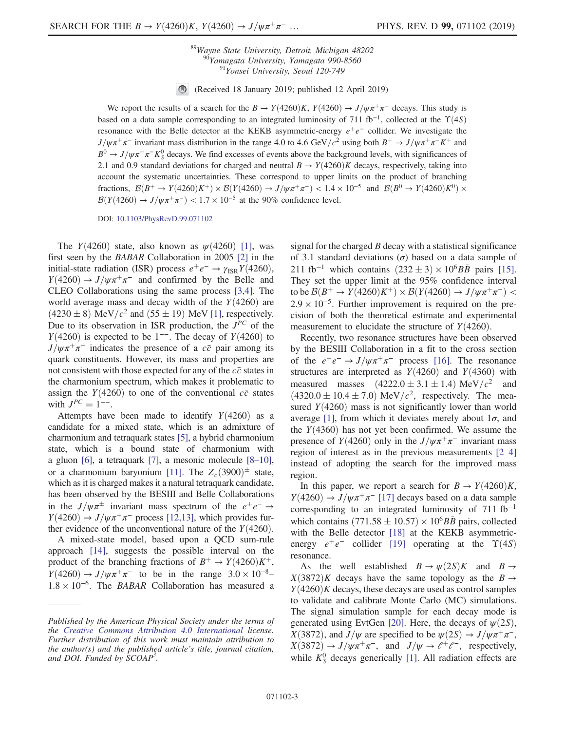[89]Wayne State University, Detroit, Michigan 48202
[90]Yamagata University, Yamagata 990-8560
[91]Yonsei University, Seoul 120-749

(Received 18 January 2019; published 12 April 2019)

We report the results of a search for the $B \to Y(4260)K$, $Y(4260) \to J/\psi\pi^+\pi^-$ decays. This study is based on a data sample corresponding to an integrated luminosity of 711 $\mathrm{fb}^{-1}$, collected at the $\Upsilon(4S)$ resonance with the Belle detector at the KEKB asymmetric-energy $e^+e^-$ collider. We investigate the $J/\psi\pi^+\pi^-$ invariant mass distribution in the range 4.0 to 4.6 $\mathrm{GeV}/c^2$ using both $B^+ \to J/\psi\pi^+\pi^-K^+$ and $B^0 \to J/\psi\pi^+\pi^-K_S^0$ decays. We find excesses of events above the background levels, with significances of 2.1 and 0.9 standard deviations for charged and neutral $B \to Y(4260)K$ decays, respectively, taking into account the systematic uncertainties. These correspond to upper limits on the product of branching fractions, $\mathcal{B}(B^+ \to Y(4260)K^+) \times \mathcal{B}(Y(4260) \to J/\psi\pi^+\pi^-) < 1.4 \times 10^{-5}$ and $\mathcal{B}(B^0 \to Y(4260)K^0) \times \mathcal{B}(Y(4260) \to J/\psi\pi^+\pi^-) < 1.7 \times 10^{-5}$ at the 90% confidence level.

DOI: 10.1103/PhysRevD.99.071102

The $Y(4260)$ state, also known as $\psi(4260)$ [1], was first seen by the *BABAR* Collaboration in 2005 [2] in the initial-state radiation (ISR) process $e^+e^- \to \gamma_{\mathrm{ISR}}Y(4260)$, $Y(4260) \to J/\psi\pi^+\pi^-$ and confirmed by the Belle and CLEO Collaborations using the same process [3,4]. The world average mass and decay width of the $Y(4260)$ are $(4230 \pm 8)$ $\mathrm{MeV}/c^2$ and $(55 \pm 19)$ MeV [1], respectively. Due to its observation in ISR production, the $J^{PC}$ of the $Y(4260)$ is expected to be $1^{--}$. The decay of $Y(4260)$ to $J/\psi\pi^+\pi^-$ indicates the presence of a $c\bar{c}$ pair among its quark constituents. However, its mass and properties are not consistent with those expected for any of the $c\bar{c}$ states in the charmonium spectrum, which makes it problematic to assign the $Y(4260)$ to one of the conventional $c\bar{c}$ states with $J^{PC} = 1^{--}$.

Attempts have been made to identify $Y(4260)$ as a candidate for a mixed state, which is an admixture of charmonium and tetraquark states [5], a hybrid charmonium state, which is a bound state of charmonium with a gluon [6], a tetraquark [7], a mesonic molecule [8–10], or a charmonium baryonium [11]. The $Z_c(3900)^\pm$ state, which as it is charged makes it a natural tetraquark candidate, has been observed by the BESIII and Belle Collaborations in the $J/\psi\pi^\pm$ invariant mass spectrum of the $e^+e^- \to Y(4260) \to J/\psi\pi^+\pi^-$ process [12,13], which provides further evidence of the unconventional nature of the $Y(4260)$.

A mixed-state model, based upon a QCD sum-rule approach [14], suggests the possible interval on the product of the branching fractions of $B^+ \to Y(4260)K^+$, $Y(4260) \to J/\psi\pi^+\pi^-$ to be in the range $3.0 \times 10^{-8}$–$1.8 \times 10^{-6}$. The *BABAR* Collaboration has measured a signal for the charged $B$ decay with a statistical significance of 3.1 standard deviations ($\sigma$) based on a data sample of 211 $\mathrm{fb}^{-1}$ which contains $(232 \pm 3) \times 10^6 B\bar{B}$ pairs [15]. They set the upper limit at the 95% confidence interval to be $\mathcal{B}(B^+ \to Y(4260)K^+) \times \mathcal{B}(Y(4260) \to J/\psi\pi^+\pi^-) < 2.9 \times 10^{-5}$. Further improvement is required on the precision of both the theoretical estimate and experimental measurement to elucidate the structure of $Y(4260)$.

Recently, two resonance structures have been observed by the BESIII Collaboration in a fit to the cross section of the $e^+e^- \to J/\psi\pi^+\pi^-$ process [16]. The resonance structures are interpreted as $Y(4260)$ and $Y(4360)$ with measured masses $(4222.0 \pm 3.1 \pm 1.4)$ $\mathrm{MeV}/c^2$ and $(4320.0 \pm 10.4 \pm 7.0)$ $\mathrm{MeV}/c^2$, respectively. The measured $Y(4260)$ mass is not significantly lower than world average [1], from which it deviates merely about $1\sigma$, and the $Y(4360)$ has not yet been confirmed. We assume the presence of $Y(4260)$ only in the $J/\psi\pi^+\pi^-$ invariant mass region of interest as in the previous measurements [2–4] instead of adopting the search for the improved mass region.

In this paper, we report a search for $B \to Y(4260)K$, $Y(4260) \to J/\psi\pi^+\pi^-$ [17] decays based on a data sample corresponding to an integrated luminosity of 711 $\mathrm{fb}^{-1}$ which contains $(771.58 \pm 10.57) \times 10^6 B\bar{B}$ pairs, collected with the Belle detector [18] at the KEKB asymmetric-energy $e^+e^-$ collider [19] operating at the $\Upsilon(4S)$ resonance.

As the well established $B \to \psi(2S)K$ and $B \to X(3872)K$ decays have the same topology as the $B \to Y(4260)K$ decays, these decays are used as control samples to validate and calibrate Monte Carlo (MC) simulations. The signal simulation sample for each decay mode is generated using EvtGen [20]. Here, the decays of $\psi(2S)$, $X(3872)$, and $J/\psi$ are specified to be $\psi(2S) \to J/\psi\pi^+\pi^-$, $X(3872) \to J/\psi\pi^+\pi^-$, and $J/\psi \to \ell^+\ell^-$, respectively, while $K_S^0$ decays generically [1]. All radiation effects are

Published by the American Physical Society under the terms of the *Creative Commons Attribution 4.0 International license. Further distribution of this work must maintain attribution to the author(s) and the published article's title, journal citation, and DOI. Funded by SCOAP*[3].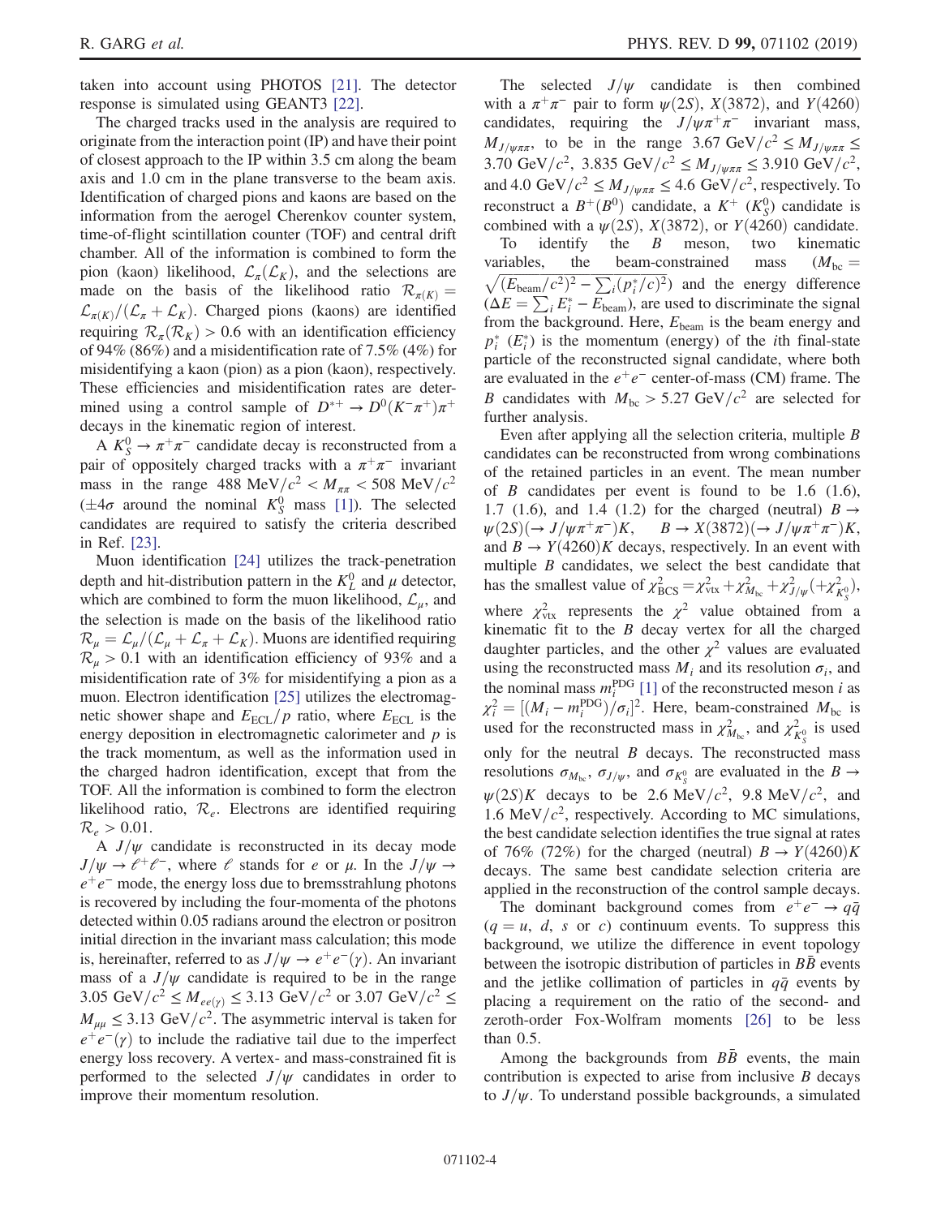taken into account using PHOTOS [21]. The detector response is simulated using GEANT3 [22].

The charged tracks used in the analysis are required to originate from the interaction point (IP) and have their point of closest approach to the IP within 3.5 cm along the beam axis and 1.0 cm in the plane transverse to the beam axis. Identification of charged pions and kaons are based on the information from the aerogel Cherenkov counter system, time-of-flight scintillation counter (TOF) and central drift chamber. All of the information is combined to form the pion (kaon) likelihood, $\mathcal{L}_\pi(\mathcal{L}_K)$, and the selections are made on the basis of the likelihood ratio $\mathcal{R}_{\pi(K)} = \mathcal{L}_{\pi(K)}/(\mathcal{L}_\pi + \mathcal{L}_K)$. Charged pions (kaons) are identified requiring $\mathcal{R}_\pi(\mathcal{R}_K) > 0.6$ with an identification efficiency of 94% (86%) and a misidentification rate of 7.5% (4%) for misidentifying a kaon (pion) as a pion (kaon), respectively. These efficiencies and misidentification rates are determined using a control sample of $D^{*+} \to D^0(K^-\pi^+)\pi^+$ decays in the kinematic region of interest.

A $K_S^0 \to \pi^+\pi^-$ candidate decay is reconstructed from a pair of oppositely charged tracks with a $\pi^+\pi^-$ invariant mass in the range $488\ \mathrm{MeV}/c^2 < M_{\pi\pi} < 508\ \mathrm{MeV}/c^2$ ($\pm 4\sigma$ around the nominal $K_S^0$ mass [1]). The selected candidates are required to satisfy the criteria described in Ref. [23].

Muon identification [24] utilizes the track-penetration depth and hit-distribution pattern in the $K_L^0$ and $\mu$ detector, which are combined to form the muon likelihood, $\mathcal{L}_\mu$, and the selection is made on the basis of the likelihood ratio $\mathcal{R}_\mu = \mathcal{L}_\mu/(\mathcal{L}_\mu + \mathcal{L}_\pi + \mathcal{L}_K)$. Muons are identified requiring $\mathcal{R}_\mu > 0.1$ with an identification efficiency of 93% and a misidentification rate of 3% for misidentifying a pion as a muon. Electron identification [25] utilizes the electromagnetic shower shape and $E_{\mathrm{ECL}}/p$ ratio, where $E_{\mathrm{ECL}}$ is the energy deposition in electromagnetic calorimeter and $p$ is the track momentum, as well as the information used in the charged hadron identification, except that from the TOF. All the information is combined to form the electron likelihood ratio, $\mathcal{R}_e$. Electrons are identified requiring $\mathcal{R}_e > 0.01$.

A $J/\psi$ candidate is reconstructed in its decay mode $J/\psi \to \ell^+\ell^-$, where $\ell$ stands for $e$ or $\mu$. In the $J/\psi \to e^+e^-$ mode, the energy loss due to bremsstrahlung photons is recovered by including the four-momenta of the photons detected within 0.05 radians around the electron or positron initial direction in the invariant mass calculation; this mode is, hereinafter, referred to as $J/\psi \to e^+e^-(\gamma)$. An invariant mass of a $J/\psi$ candidate is required to be in the range $3.05\ \mathrm{GeV}/c^2 \le M_{ee(\gamma)} \le 3.13\ \mathrm{GeV}/c^2$ or $3.07\ \mathrm{GeV}/c^2 \le M_{\mu\mu} \le 3.13\ \mathrm{GeV}/c^2$. The asymmetric interval is taken for $e^+e^-(\gamma)$ to include the radiative tail due to the imperfect energy loss recovery. A vertex- and mass-constrained fit is performed to the selected $J/\psi$ candidates in order to improve their momentum resolution.

The selected $J/\psi$ candidate is then combined with a $\pi^+\pi^-$ pair to form $\psi(2S)$, $X(3872)$, and $Y(4260)$ candidates, requiring the $J/\psi\pi^+\pi^-$ invariant mass, $M_{J/\psi\pi\pi}$, to be in the range $3.67\ \mathrm{GeV}/c^2 \le M_{J/\psi\pi\pi} \le 3.70\ \mathrm{GeV}/c^2$, $3.835\ \mathrm{GeV}/c^2 \le M_{J/\psi\pi\pi} \le 3.910\ \mathrm{GeV}/c^2$, and $4.0\ \mathrm{GeV}/c^2 \le M_{J/\psi\pi\pi} \le 4.6\ \mathrm{GeV}/c^2$, respectively. To reconstruct a $B^+(B^0)$ candidate, a $K^+$ ($K_S^0$) candidate is combined with a $\psi(2S)$, $X(3872)$, or $Y(4260)$ candidate.

To identify the $B$ meson, two kinematic variables, the beam-constrained mass ($M_{\mathrm{bc}} = \sqrt{(E_{\mathrm{beam}}/c^2)^2 - \sum_i (p_i^*/c)^2}$) and the energy difference ($\Delta E = \sum_i E_i^* - E_{\mathrm{beam}}$), are used to discriminate the signal from the background. Here, $E_{\mathrm{beam}}$ is the beam energy and $p_i^*$ ($E_i^*$) is the momentum (energy) of the $i$th final-state particle of the reconstructed signal candidate, where both are evaluated in the $e^+e^-$ center-of-mass (CM) frame. The $B$ candidates with $M_{\mathrm{bc}} > 5.27\ \mathrm{GeV}/c^2$ are selected for further analysis.

Even after applying all the selection criteria, multiple $B$ candidates can be reconstructed from wrong combinations of the retained particles in an event. The mean number of $B$ candidates per event is found to be 1.6 (1.6), 1.7 (1.6), and 1.4 (1.2) for the charged (neutral) $B \to \psi(2S)(\to J/\psi\pi^+\pi^-)K$, $B \to X(3872)(\to J/\psi\pi^+\pi^-)K$, and $B \to Y(4260)K$ decays, respectively. In an event with multiple $B$ candidates, we select the best candidate that has the smallest value of $\chi^2_{\mathrm{BCS}} = \chi^2_{\mathrm{vtx}} + \chi^2_{M_{\mathrm{bc}}} + \chi^2_{J/\psi}(+\chi^2_{K_S^0})$, where $\chi^2_{\mathrm{vtx}}$ represents the $\chi^2$ value obtained from a kinematic fit to the $B$ decay vertex for all the charged daughter particles, and the other $\chi^2$ values are evaluated using the reconstructed mass $M_i$ and its resolution $\sigma_i$, and the nominal mass $m_i^{\mathrm{PDG}}$ [1] of the reconstructed meson $i$ as $\chi_i^2 = [(M_i - m_i^{\mathrm{PDG}})/\sigma_i]^2$. Here, beam-constrained $M_{\mathrm{bc}}$ is used for the reconstructed mass in $\chi^2_{M_{\mathrm{bc}}}$, and $\chi^2_{K_S^0}$ is used only for the neutral $B$ decays. The reconstructed mass resolutions $\sigma_{M_{\mathrm{bc}}}$, $\sigma_{J/\psi}$, and $\sigma_{K_S^0}$ are evaluated in the $B \to \psi(2S)K$ decays to be $2.6\ \mathrm{MeV}/c^2$, $9.8\ \mathrm{MeV}/c^2$, and $1.6\ \mathrm{MeV}/c^2$, respectively. According to MC simulations, the best candidate selection identifies the true signal at rates of 76% (72%) for the charged (neutral) $B \to Y(4260)K$ decays. The same best candidate selection criteria are applied in the reconstruction of the control sample decays.

The dominant background comes from $e^+e^- \to q\bar{q}$ ($q = u$, $d$, $s$ or $c$) continuum events. To suppress this background, we utilize the difference in event topology between the isotropic distribution of particles in $B\bar{B}$ events and the jetlike collimation of particles in $q\bar{q}$ events by placing a requirement on the ratio of the second- and zeroth-order Fox-Wolfram moments [26] to be less than 0.5.

Among the backgrounds from $B\bar{B}$ events, the main contribution is expected to arise from inclusive $B$ decays to $J/\psi$. To understand possible backgrounds, a simulated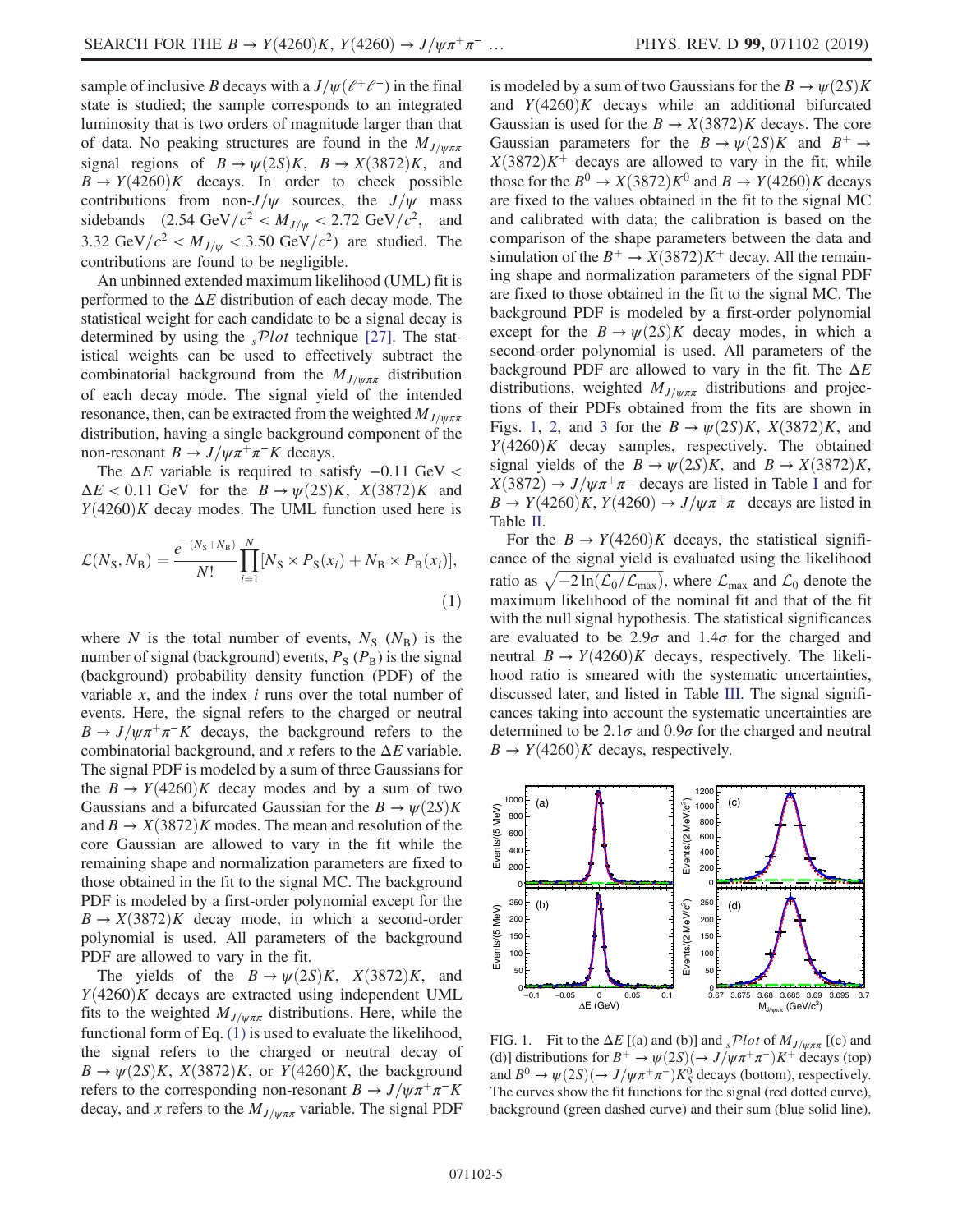sample of inclusive $B$ decays with a $J/\psi(\ell^+\ell^-)$ in the final state is studied; the sample corresponds to an integrated luminosity that is two orders of magnitude larger than that of data. No peaking structures are found in the $M_{J/\psi\pi\pi}$ signal regions of $B \to \psi(2S)K$, $B \to X(3872)K$, and $B \to Y(4260)K$ decays. In order to check possible contributions from non-$J/\psi$ sources, the $J/\psi$ mass sidebands ($2.54\ \mathrm{GeV}/c^2 < M_{J/\psi} < 2.72\ \mathrm{GeV}/c^2$, and $3.32\ \mathrm{GeV}/c^2 < M_{J/\psi} < 3.50\ \mathrm{GeV}/c^2$) are studied. The contributions are found to be negligible.

An unbinned extended maximum likelihood (UML) fit is performed to the $\Delta E$ distribution of each decay mode. The statistical weight for each candidate to be a signal decay is determined by using the $_s\mathcal{P}lot$ technique [27]. The statistical weights can be used to effectively subtract the combinatorial background from the $M_{J/\psi\pi\pi}$ distribution of each decay mode. The signal yield of the intended resonance, then, can be extracted from the weighted $M_{J/\psi\pi\pi}$ distribution, having a single background component of the non-resonant $B \to J/\psi\pi^+\pi^- K$ decays.

The $\Delta E$ variable is required to satisfy $-0.11\ \mathrm{GeV} < \Delta E < 0.11\ \mathrm{GeV}$ for the $B \to \psi(2S)K$, $X(3872)K$ and $Y(4260)K$ decay modes. The UML function used here is

$$\mathcal{L}(N_S, N_B) = \frac{e^{-(N_S+N_B)}}{N!} \prod_{i=1}^{N} [N_S \times P_S(x_i) + N_B \times P_B(x_i)], \quad (1)$$

where $N$ is the total number of events, $N_S$ ($N_B$) is the number of signal (background) events, $P_S$ ($P_B$) is the signal (background) probability density function (PDF) of the variable $x$, and the index $i$ runs over the total number of events. Here, the signal refers to the charged or neutral $B \to J/\psi\pi^+\pi^- K$ decays, the background refers to the combinatorial background, and $x$ refers to the $\Delta E$ variable. The signal PDF is modeled by a sum of three Gaussians for the $B \to Y(4260)K$ decay modes and by a sum of two Gaussians and a bifurcated Gaussian for the $B \to \psi(2S)K$ and $B \to X(3872)K$ modes. The mean and resolution of the core Gaussian are allowed to vary in the fit while the remaining shape and normalization parameters are fixed to those obtained in the fit to the signal MC. The background PDF is modeled by a first-order polynomial except for the $B \to X(3872)K$ decay mode, in which a second-order polynomial is used. All parameters of the background PDF are allowed to vary in the fit.

The yields of the $B \to \psi(2S)K$, $X(3872)K$, and $Y(4260)K$ decays are extracted using independent UML fits to the weighted $M_{J/\psi\pi\pi}$ distributions. Here, while the functional form of Eq. (1) is used to evaluate the likelihood, the signal refers to the charged or neutral decay of $B \to \psi(2S)K$, $X(3872)K$, or $Y(4260)K$, the background refers to the corresponding non-resonant $B \to J/\psi\pi^+\pi^- K$ decay, and $x$ refers to the $M_{J/\psi\pi\pi}$ variable. The signal PDF is modeled by a sum of two Gaussians for the $B \to \psi(2S)K$ and $Y(4260)K$ decays while an additional bifurcated Gaussian is used for the $B \to X(3872)K$ decays. The core Gaussian parameters for the $B \to \psi(2S)K$ and $B^+ \to X(3872)K^+$ decays are allowed to vary in the fit, while those for the $B^0 \to X(3872)K^0$ and $B \to Y(4260)K$ decays are fixed to the values obtained in the fit to the signal MC and calibrated with data; the calibration is based on the comparison of the shape parameters between the data and simulation of the $B^+ \to X(3872)K^+$ decay. All the remaining shape and normalization parameters of the signal PDF are fixed to those obtained in the fit to the signal MC. The background PDF is modeled by a first-order polynomial except for the $B \to \psi(2S)K$ decay modes, in which a second-order polynomial is used. All parameters of the background PDF are allowed to vary in the fit. The $\Delta E$ distributions, weighted $M_{J/\psi\pi\pi}$ distributions and projections of their PDFs obtained from the fits are shown in Figs. 1, 2, and 3 for the $B \to \psi(2S)K$, $X(3872)K$, and $Y(4260)K$ decay samples, respectively. The obtained signal yields of the $B \to \psi(2S)K$, and $B \to X(3872)K$, $X(3872) \to J/\psi\pi^+\pi^-$ decays are listed in Table I and for $B \to Y(4260)K$, $Y(4260) \to J/\psi\pi^+\pi^-$ decays are listed in Table II.

For the $B \to Y(4260)K$ decays, the statistical significance of the signal yield is evaluated using the likelihood ratio as $\sqrt{-2\ln(\mathcal{L}_0/\mathcal{L}_{\max})}$, where $\mathcal{L}_{\max}$ and $\mathcal{L}_0$ denote the maximum likelihood of the nominal fit and that of the fit with the null signal hypothesis. The statistical significances are evaluated to be $2.9\sigma$ and $1.4\sigma$ for the charged and neutral $B \to Y(4260)K$ decays, respectively. The likelihood ratio is smeared with the systematic uncertainties, discussed later, and listed in Table III. The signal significances taking into account the systematic uncertainties are determined to be $2.1\sigma$ and $0.9\sigma$ for the charged and neutral $B \to Y(4260)K$ decays, respectively.

FIG. 1. Fit to the $\Delta E$ [(a) and (b)] and $_s\mathcal{P}lot$ of $M_{J/\psi\pi\pi}$ [(c) and (d)] distributions for $B^+ \to \psi(2S)(\to J/\psi\pi^+\pi^-)K^+$ decays (top) and $B^0 \to \psi(2S)(\to J/\psi\pi^+\pi^-)K_S^0$ decays (bottom), respectively. The curves show the fit functions for the signal (red dotted curve), background (green dashed curve) and their sum (blue solid line).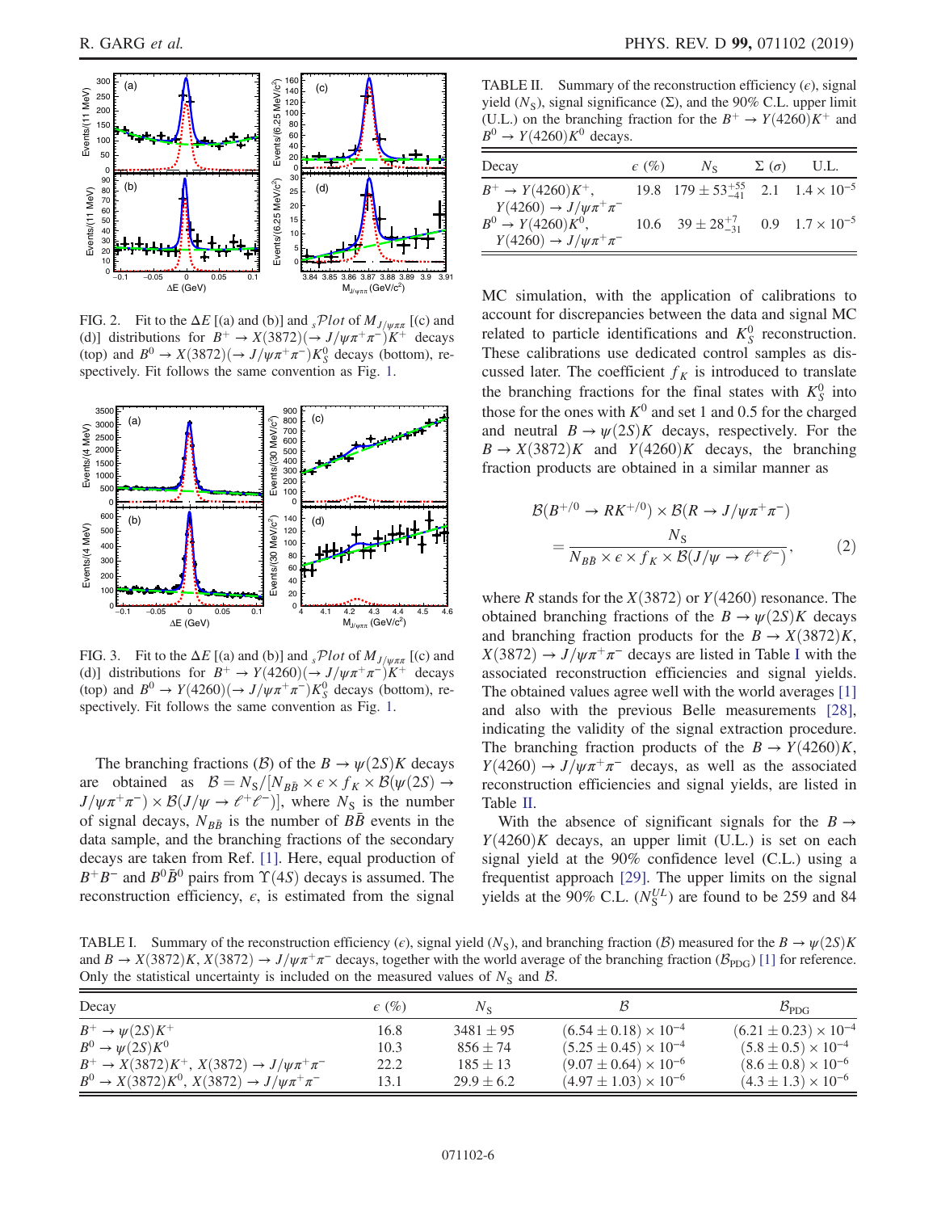FIG. 2. Fit to the $\Delta E$ [(a) and (b)] and ${}_s\mathcal{P}lot$ of $M_{J/\psi\pi\pi}$ [(c) and (d)] distributions for $B^+ \to X(3872)(\to J/\psi\pi^+\pi^-)K^+$ decays (top) and $B^0 \to X(3872)(\to J/\psi\pi^+\pi^-)K_S^0$ decays (bottom), respectively. Fit follows the same convention as Fig. 1.

FIG. 3. Fit to the $\Delta E$ [(a) and (b)] and ${}_s\mathcal{P}lot$ of $M_{J/\psi\pi\pi}$ [(c) and (d)] distributions for $B^+ \to Y(4260)(\to J/\psi\pi^+\pi^-)K^+$ decays (top) and $B^0 \to Y(4260)(\to J/\psi\pi^+\pi^-)K_S^0$ decays (bottom), respectively. Fit follows the same convention as Fig. 1.

The branching fractions ($\mathcal{B}$) of the $B \to \psi(2S)K$ decays are obtained as $\mathcal{B} = N_S/[N_{B\bar{B}} \times \epsilon \times f_K \times \mathcal{B}(\psi(2S) \to J/\psi\pi^+\pi^-) \times \mathcal{B}(J/\psi \to \ell^+\ell^-)]$, where $N_S$ is the number of signal decays, $N_{B\bar{B}}$ is the number of $B\bar{B}$ events in the data sample, and the branching fractions of the secondary decays are taken from Ref. [1]. Here, equal production of $B^+B^-$ and $B^0\bar{B}^0$ pairs from $\Upsilon(4S)$ decays is assumed. The reconstruction efficiency, $\epsilon$, is estimated from the signal MC simulation, with the application of calibrations to account for discrepancies between the data and signal MC related to particle identifications and $K_S^0$ reconstruction. These calibrations use dedicated control samples as discussed later. The coefficient $f_K$ is introduced to translate the branching fractions for the final states with $K_S^0$ into those for the ones with $K^0$ and set 1 and 0.5 for the charged and neutral $B \to \psi(2S)K$ decays, respectively. For the $B \to X(3872)K$ and $Y(4260)K$ decays, the branching fraction products are obtained in a similar manner as

$$\mathcal{B}(B^{+/0} \to RK^{+/0}) \times \mathcal{B}(R \to J/\psi\pi^+\pi^-) = \frac{N_S}{N_{B\bar{B}} \times \epsilon \times f_K \times \mathcal{B}(J/\psi \to \ell^+\ell^-)}, \qquad (2)$$

where $R$ stands for the $X(3872)$ or $Y(4260)$ resonance. The obtained branching fractions of the $B \to \psi(2S)K$ decays and branching fraction products for the $B \to X(3872)K$, $X(3872) \to J/\psi\pi^+\pi^-$ decays are listed in Table I with the associated reconstruction efficiencies and signal yields. The obtained values agree well with the world averages [1] and also with the previous Belle measurements [28], indicating the validity of the signal extraction procedure. The branching fraction products of the $B \to Y(4260)K$, $Y(4260) \to J/\psi\pi^+\pi^-$ decays, as well as the associated reconstruction efficiencies and signal yields, are listed in Table II.

TABLE II. Summary of the reconstruction efficiency ($\epsilon$), signal yield ($N_S$), signal significance ($\Sigma$), and the 90% C.L. upper limit (U.L.) on the branching fraction for the $B^+ \to Y(4260)K^+$ and $B^0 \to Y(4260)K^0$ decays.

| Decay | $\epsilon$ (%) | $N_S$ | $\Sigma$ ($\sigma$) | U.L. |
|---|---|---|---|---|
| $B^+ \to Y(4260)K^+$, $Y(4260) \to J/\psi\pi^+\pi^-$ | 19.8 | $179 \pm 53^{+55}_{-41}$ | 2.1 | $1.4 \times 10^{-5}$ |
| $B^0 \to Y(4260)K^0$, $Y(4260) \to J/\psi\pi^+\pi^-$ | 10.6 | $39 \pm 28^{+7}_{-31}$ | 0.9 | $1.7 \times 10^{-5}$ |

With the absence of significant signals for the $B \to Y(4260)K$ decays, an upper limit (U.L.) is set on each signal yield at the 90% confidence level (C.L.) using a frequentist approach [29]. The upper limits on the signal yields at the 90% C.L. ($N_S^{UL}$) are found to be 259 and 84

TABLE I. Summary of the reconstruction efficiency ($\epsilon$), signal yield ($N_S$), and branching fraction ($\mathcal{B}$) measured for the $B \to \psi(2S)K$ and $B \to X(3872)K, X(3872) \to J/\psi\pi^+\pi^-$ decays, together with the world average of the branching fraction ($\mathcal{B}_{\rm PDG}$) [1] for reference. Only the statistical uncertainty is included on the measured values of $N_S$ and $\mathcal{B}$.

| Decay | $\epsilon$ (%) | $N_S$ | $\mathcal{B}$ | $\mathcal{B}_{\rm PDG}$ |
|---|---|---|---|---|
| $B^+ \to \psi(2S)K^+$ | 16.8 | $3481 \pm 95$ | $(6.54 \pm 0.18) \times 10^{-4}$ | $(6.21 \pm 0.23) \times 10^{-4}$ |
| $B^0 \to \psi(2S)K^0$ | 10.3 | $856 \pm 74$ | $(5.25 \pm 0.45) \times 10^{-4}$ | $(5.8 \pm 0.5) \times 10^{-4}$ |
| $B^+ \to X(3872)K^+$, $X(3872) \to J/\psi\pi^+\pi^-$ | 22.2 | $185 \pm 13$ | $(9.07 \pm 0.64) \times 10^{-6}$ | $(8.6 \pm 0.8) \times 10^{-6}$ |
| $B^0 \to X(3872)K^0$, $X(3872) \to J/\psi\pi^+\pi^-$ | 13.1 | $29.9 \pm 6.2$ | $(4.97 \pm 1.03) \times 10^{-6}$ | $(4.3 \pm 1.3) \times 10^{-6}$ |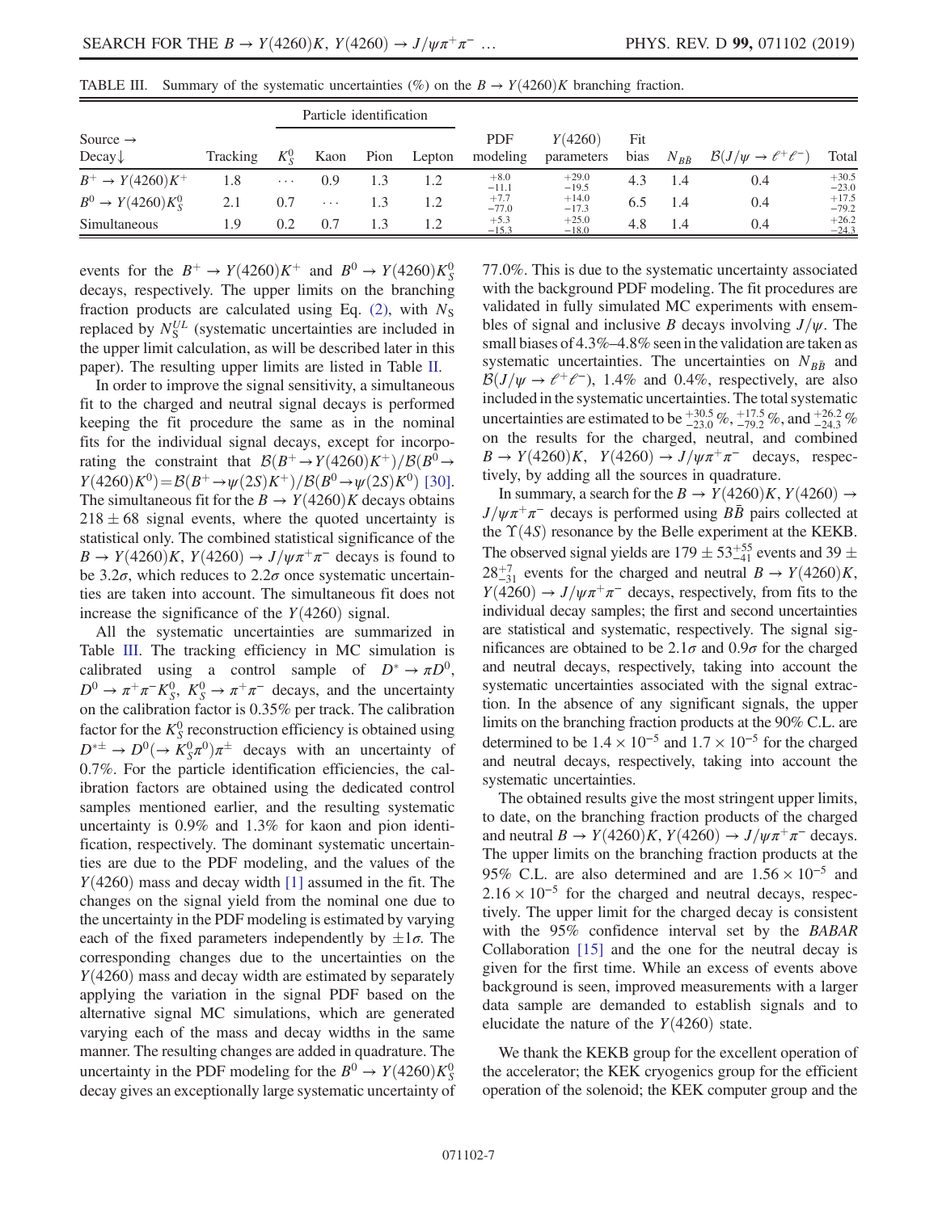TABLE III. Summary of the systematic uncertainties (%) on the $B \to Y(4260)K$ branching fraction.

| Source → Decay↓ | Tracking | Particle identification $K_S^0$ | Kaon | Pion | Lepton | PDF modeling | $Y(4260)$ parameters | Fit bias | $N_{B\bar{B}}$ | $\mathcal{B}(J/\psi \to \ell^+\ell^-)$ | Total |
|---|---|---|---|---|---|---|---|---|---|---|---|
| $B^+ \to Y(4260)K^+$ | 1.8 | ⋯ | 0.9 | 1.3 | 1.2 | $^{+8.0}_{-11.1}$ | $^{+29.0}_{-19.5}$ | 4.3 | 1.4 | 0.4 | $^{+30.5}_{-23.0}$ |
| $B^0 \to Y(4260)K_S^0$ | 2.1 | 0.7 | ⋯ | 1.3 | 1.2 | $^{+7.7}_{-77.0}$ | $^{+14.0}_{-17.3}$ | 6.5 | 1.4 | 0.4 | $^{+17.5}_{-79.2}$ |
| Simultaneous | 1.9 | 0.2 | 0.7 | 1.3 | 1.2 | $^{+5.3}_{-15.3}$ | $^{+25.0}_{-18.0}$ | 4.8 | 1.4 | 0.4 | $^{+26.2}_{-24.3}$ |

events for the $B^+ \to Y(4260)K^+$ and $B^0 \to Y(4260)K_S^0$ decays, respectively. The upper limits on the branching fraction products are calculated using Eq. (2), with $N_S$ replaced by $N_S^{UL}$ (systematic uncertainties are included in the upper limit calculation, as will be described later in this paper). The resulting upper limits are listed in Table II.

In order to improve the signal sensitivity, a simultaneous fit to the charged and neutral signal decays is performed keeping the fit procedure the same as in the nominal fits for the individual signal decays, except for incorporating the constraint that $\mathcal{B}(B^+ \to Y(4260)K^+)/\mathcal{B}(B^0 \to Y(4260)K^0) = \mathcal{B}(B^+ \to \psi(2S)K^+)/\mathcal{B}(B^0 \to \psi(2S)K^0)$ [30]. The simultaneous fit for the $B \to Y(4260)K$ decays obtains $218 \pm 68$ signal events, where the quoted uncertainty is statistical only. The combined statistical significance of the $B \to Y(4260)K$, $Y(4260) \to J/\psi\pi^+\pi^-$ decays is found to be $3.2\sigma$, which reduces to $2.2\sigma$ once systematic uncertainties are taken into account. The simultaneous fit does not increase the significance of the $Y(4260)$ signal.

All the systematic uncertainties are summarized in Table III. The tracking efficiency in MC simulation is calibrated using a control sample of $D^* \to \pi D^0$, $D^0 \to \pi^+\pi^- K_S^0$, $K_S^0 \to \pi^+\pi^-$ decays, and the uncertainty on the calibration factor is 0.35% per track. The calibration factor for the $K_S^0$ reconstruction efficiency is obtained using $D^{*\pm} \to D^0(\to K_S^0\pi^0)\pi^\pm$ decays with an uncertainty of 0.7%. For the particle identification efficiencies, the calibration factors are obtained using the dedicated control samples mentioned earlier, and the resulting systematic uncertainty is 0.9% and 1.3% for kaon and pion identification, respectively. The dominant systematic uncertainties are due to the PDF modeling, and the values of the $Y(4260)$ mass and decay width [1] assumed in the fit. The changes on the signal yield from the nominal one due to the uncertainty in the PDF modeling is estimated by varying each of the fixed parameters independently by $\pm 1\sigma$. The corresponding changes due to the uncertainties on the $Y(4260)$ mass and decay width are estimated by separately applying the variation in the signal PDF based on the alternative signal MC simulations, which are generated varying each of the mass and decay widths in the same manner. The resulting changes are added in quadrature. The uncertainty in the PDF modeling for the $B^0 \to Y(4260)K_S^0$ decay gives an exceptionally large systematic uncertainty of 77.0%. This is due to the systematic uncertainty associated with the background PDF modeling. The fit procedures are validated in fully simulated MC experiments with ensembles of signal and inclusive $B$ decays involving $J/\psi$. The small biases of 4.3%–4.8% seen in the validation are taken as systematic uncertainties. The uncertainties on $N_{B\bar{B}}$ and $\mathcal{B}(J/\psi \to \ell^+\ell^-)$, 1.4% and 0.4%, respectively, are also included in the systematic uncertainties. The total systematic uncertainties are estimated to be $^{+30.5}_{-23.0}$%, $^{+17.5}_{-79.2}$%, and $^{+26.2}_{-24.3}$% on the results for the charged, neutral, and combined $B \to Y(4260)K$, $Y(4260) \to J/\psi\pi^+\pi^-$ decays, respectively, by adding all the sources in quadrature.

In summary, a search for the $B \to Y(4260)K$, $Y(4260) \to J/\psi\pi^+\pi^-$ decays is performed using $B\bar{B}$ pairs collected at the $\Upsilon(4S)$ resonance by the Belle experiment at the KEKB. The observed signal yields are $179 \pm 53^{+55}_{-41}$ events and $39 \pm 28^{+7}_{-31}$ events for the charged and neutral $B \to Y(4260)K$, $Y(4260) \to J/\psi\pi^+\pi^-$ decays, respectively, from fits to the individual decay samples; the first and second uncertainties are statistical and systematic, respectively. The signal significances are obtained to be $2.1\sigma$ and $0.9\sigma$ for the charged and neutral decays, respectively, taking into account the systematic uncertainties associated with the signal extraction. In the absence of any significant signals, the upper limits on the branching fraction products at the 90% C.L. are determined to be $1.4 \times 10^{-5}$ and $1.7 \times 10^{-5}$ for the charged and neutral decays, respectively, taking into account the systematic uncertainties.

The obtained results give the most stringent upper limits, to date, on the branching fraction products of the charged and neutral $B \to Y(4260)K$, $Y(4260) \to J/\psi\pi^+\pi^-$ decays. The upper limits on the branching fraction products at the 95% C.L. are also determined and are $1.56 \times 10^{-5}$ and $2.16 \times 10^{-5}$ for the charged and neutral decays, respectively. The upper limit for the charged decay is consistent with the 95% confidence interval set by the *BABAR* Collaboration [15] and the one for the neutral decay is given for the first time. While an excess of events above background is seen, improved measurements with a larger data sample are demanded to establish signals and to elucidate the nature of the $Y(4260)$ state.

We thank the KEKB group for the excellent operation of the accelerator; the KEK cryogenics group for the efficient operation of the solenoid; the KEK computer group and the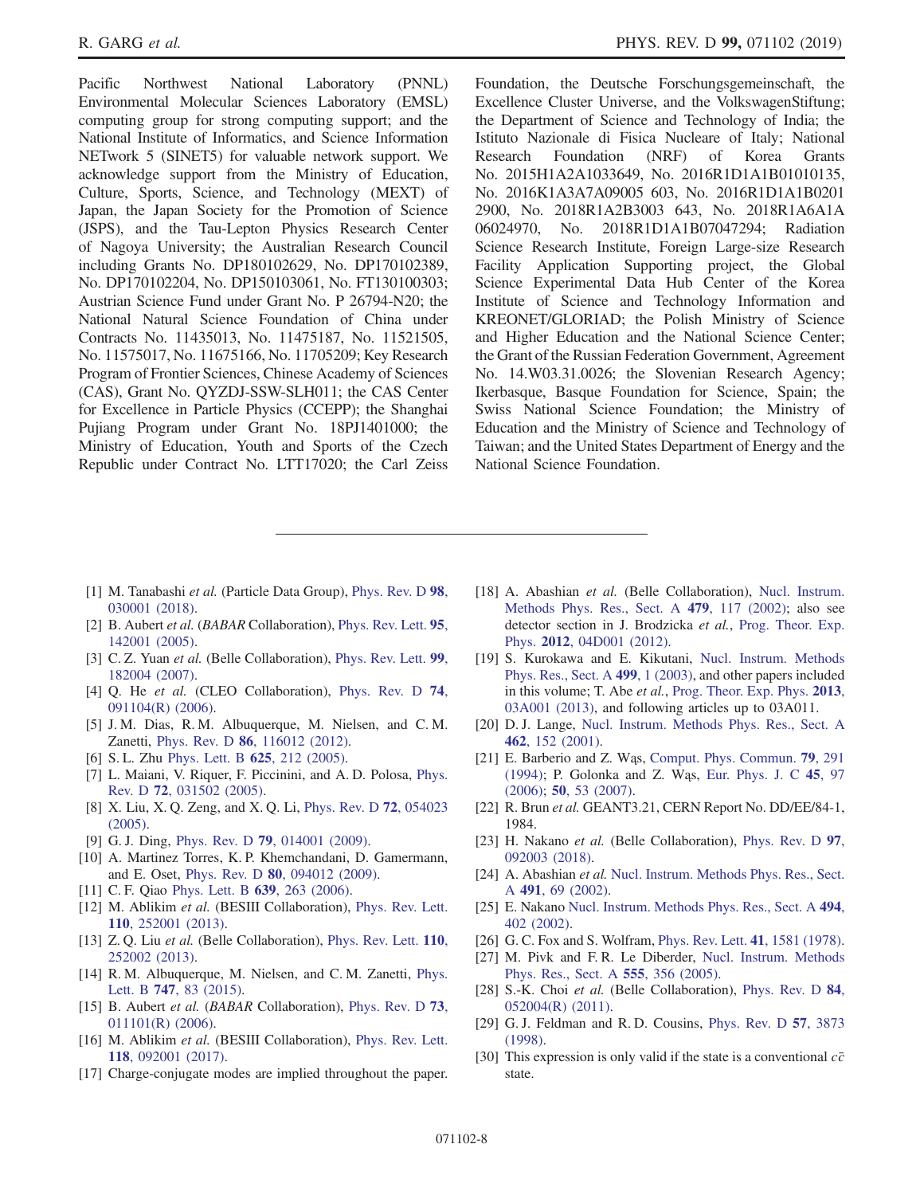Pacific Northwest National Laboratory (PNNL) Environmental Molecular Sciences Laboratory (EMSL) computing group for strong computing support; and the National Institute of Informatics, and Science Information NETwork 5 (SINET5) for valuable network support. We acknowledge support from the Ministry of Education, Culture, Sports, Science, and Technology (MEXT) of Japan, the Japan Society for the Promotion of Science (JSPS), and the Tau-Lepton Physics Research Center of Nagoya University; the Australian Research Council including Grants No. DP180102629, No. DP170102389, No. DP170102204, No. DP150103061, No. FT130100303; Austrian Science Fund under Grant No. P 26794-N20; the National Natural Science Foundation of China under Contracts No. 11435013, No. 11475187, No. 11521505, No. 11575017, No. 11675166, No. 11705209; Key Research Program of Frontier Sciences, Chinese Academy of Sciences (CAS), Grant No. QYZDJ-SSW-SLH011; the CAS Center for Excellence in Particle Physics (CCEPP); the Shanghai Pujiang Program under Grant No. 18PJ1401000; the Ministry of Education, Youth and Sports of the Czech Republic under Contract No. LTT17020; the Carl Zeiss Foundation, the Deutsche Forschungsgemeinschaft, the Excellence Cluster Universe, and the VolkswagenStiftung; the Department of Science and Technology of India; the Istituto Nazionale di Fisica Nucleare of Italy; National Research Foundation (NRF) of Korea Grants No. 2015H1A2A1033649, No. 2016R1D1A1B01010135, No. 2016K1A3A7A09005 603, No. 2016R1D1A1B0201 2900, No. 2018R1A2B3003 643, No. 2018R1A6A1A 06024970, No. 2018R1D1A1B07047294; Radiation Science Research Institute, Foreign Large-size Research Facility Application Supporting project, the Global Science Experimental Data Hub Center of the Korea Institute of Science and Technology Information and KREONET/GLORIAD; the Polish Ministry of Science and Higher Education and the National Science Center; the Grant of the Russian Federation Government, Agreement No. 14.W03.31.0026; the Slovenian Research Agency; Ikerbasque, Basque Foundation for Science, Spain; the Swiss National Science Foundation; the Ministry of Education and the Ministry of Science and Technology of Taiwan; and the United States Department of Energy and the National Science Foundation.

---

[1] M. Tanabashi *et al.* (Particle Data Group), Phys. Rev. D **98**, 030001 (2018).

[2] B. Aubert *et al.* (*BABAR* Collaboration), Phys. Rev. Lett. **95**, 142001 (2005).

[3] C. Z. Yuan *et al.* (Belle Collaboration), Phys. Rev. Lett. **99**, 182004 (2007).

[4] Q. He *et al.* (CLEO Collaboration), Phys. Rev. D **74**, 091104(R) (2006).

[5] J. M. Dias, R. M. Albuquerque, M. Nielsen, and C. M. Zanetti, Phys. Rev. D **86**, 116012 (2012).

[6] S. L. Zhu Phys. Lett. B **625**, 212 (2005).

[7] L. Maiani, V. Riquer, F. Piccinini, and A. D. Polosa, Phys. Rev. D **72**, 031502 (2005).

[8] X. Liu, X. Q. Zeng, and X. Q. Li, Phys. Rev. D **72**, 054023 (2005).

[9] G. J. Ding, Phys. Rev. D **79**, 014001 (2009).

[10] A. Martinez Torres, K. P. Khemchandani, D. Gamermann, and E. Oset, Phys. Rev. D **80**, 094012 (2009).

[11] C. F. Qiao Phys. Lett. B **639**, 263 (2006).

[12] M. Ablikim *et al.* (BESIII Collaboration), Phys. Rev. Lett. **110**, 252001 (2013).

[13] Z. Q. Liu *et al.* (Belle Collaboration), Phys. Rev. Lett. **110**, 252002 (2013).

[14] R. M. Albuquerque, M. Nielsen, and C. M. Zanetti, Phys. Lett. B **747**, 83 (2015).

[15] B. Aubert *et al.* (*BABAR* Collaboration), Phys. Rev. D **73**, 011101(R) (2006).

[16] M. Ablikim *et al.* (BESIII Collaboration), Phys. Rev. Lett. **118**, 092001 (2017).

[17] Charge-conjugate modes are implied throughout the paper.

[18] A. Abashian *et al.* (Belle Collaboration), Nucl. Instrum. Methods Phys. Res., Sect. A **479**, 117 (2002); also see detector section in J. Brodzicka *et al.*, Prog. Theor. Exp. Phys. **2012**, 04D001 (2012).

[19] S. Kurokawa and E. Kikutani, Nucl. Instrum. Methods Phys. Res., Sect. A **499**, 1 (2003), and other papers included in this volume; T. Abe *et al.*, Prog. Theor. Exp. Phys. **2013**, 03A001 (2013), and following articles up to 03A011.

[20] D. J. Lange, Nucl. Instrum. Methods Phys. Res., Sect. A **462**, 152 (2001).

[21] E. Barberio and Z. Wąs, Comput. Phys. Commun. **79**, 291 (1994); P. Golonka and Z. Wąs, Eur. Phys. J. C **45**, 97 (2006); **50**, 53 (2007).

[22] R. Brun *et al.* GEANT3.21, CERN Report No. DD/EE/84-1, 1984.

[23] H. Nakano *et al.* (Belle Collaboration), Phys. Rev. D **97**, 092003 (2018).

[24] A. Abashian *et al.* Nucl. Instrum. Methods Phys. Res., Sect. A **491**, 69 (2002).

[25] E. Nakano Nucl. Instrum. Methods Phys. Res., Sect. A **494**, 402 (2002).

[26] G. C. Fox and S. Wolfram, Phys. Rev. Lett. **41**, 1581 (1978).

[27] M. Pivk and F. R. Le Diberder, Nucl. Instrum. Methods Phys. Res., Sect. A **555**, 356 (2005).

[28] S.-K. Choi *et al.* (Belle Collaboration), Phys. Rev. D **84**, 052004(R) (2011).

[29] G. J. Feldman and R. D. Cousins, Phys. Rev. D **57**, 3873 (1998).

[30] This expression is only valid if the state is a conventional $c\bar{c}$ state.